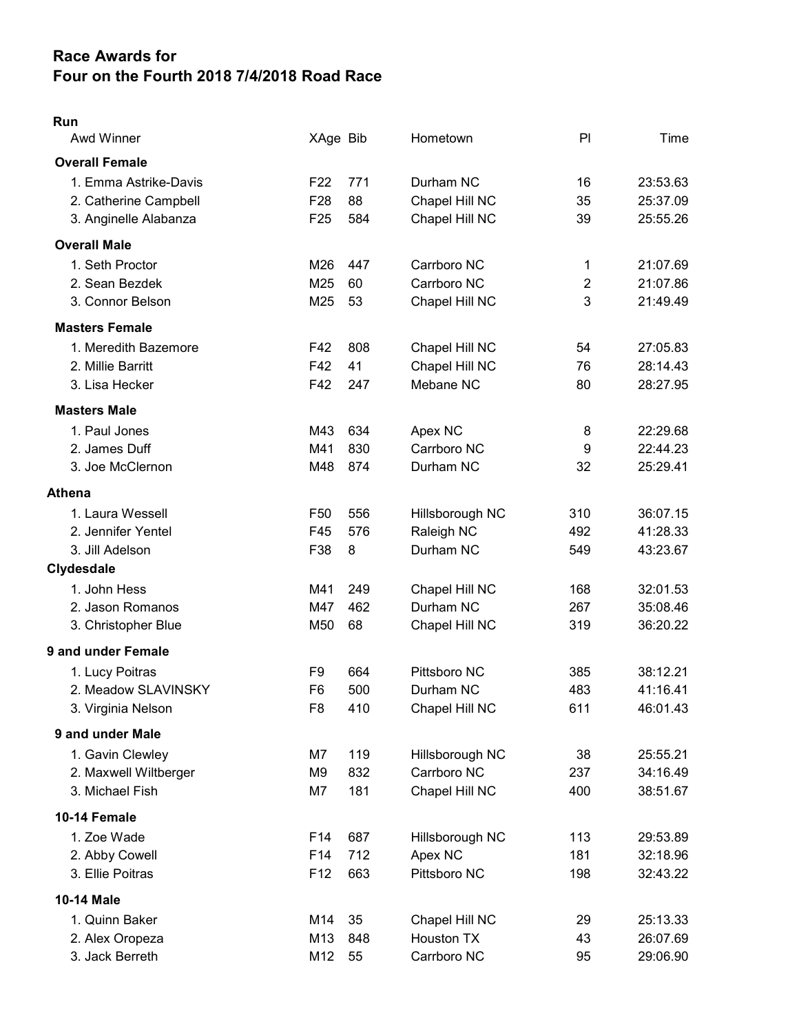# Race Awards for
# Four on the Fourth 2018 7/4/2018 Road Race

## Run

| Awd Winner | XAge | Bib | Hometown | Pl | Time |
|---|---|---|---|---|---|
| **Overall Female** | | | | | |
| 1. Emma Astrike-Davis | F22 | 771 | Durham NC | 16 | 23:53.63 |
| 2. Catherine Campbell | F28 | 88 | Chapel Hill NC | 35 | 25:37.09 |
| 3. Anginelle Alabanza | F25 | 584 | Chapel Hill NC | 39 | 25:55.26 |
| **Overall Male** | | | | | |
| 1. Seth Proctor | M26 | 447 | Carrboro NC | 1 | 21:07.69 |
| 2. Sean Bezdek | M25 | 60 | Carrboro NC | 2 | 21:07.86 |
| 3. Connor Belson | M25 | 53 | Chapel Hill NC | 3 | 21:49.49 |
| **Masters Female** | | | | | |
| 1. Meredith Bazemore | F42 | 808 | Chapel Hill NC | 54 | 27:05.83 |
| 2. Millie Barritt | F42 | 41 | Chapel Hill NC | 76 | 28:14.43 |
| 3. Lisa Hecker | F42 | 247 | Mebane NC | 80 | 28:27.95 |
| **Masters Male** | | | | | |
| 1. Paul Jones | M43 | 634 | Apex NC | 8 | 22:29.68 |
| 2. James Duff | M41 | 830 | Carrboro NC | 9 | 22:44.23 |
| 3. Joe McClernon | M48 | 874 | Durham NC | 32 | 25:29.41 |
| **Athena** | | | | | |
| 1. Laura Wessell | F50 | 556 | Hillsborough NC | 310 | 36:07.15 |
| 2. Jennifer Yentel | F45 | 576 | Raleigh NC | 492 | 41:28.33 |
| 3. Jill Adelson | F38 | 8 | Durham NC | 549 | 43:23.67 |
| **Clydesdale** | | | | | |
| 1. John Hess | M41 | 249 | Chapel Hill NC | 168 | 32:01.53 |
| 2. Jason Romanos | M47 | 462 | Durham NC | 267 | 35:08.46 |
| 3. Christopher Blue | M50 | 68 | Chapel Hill NC | 319 | 36:20.22 |
| **9 and under Female** | | | | | |
| 1. Lucy Poitras | F9 | 664 | Pittsboro NC | 385 | 38:12.21 |
| 2. Meadow SLAVINSKY | F6 | 500 | Durham NC | 483 | 41:16.41 |
| 3. Virginia Nelson | F8 | 410 | Chapel Hill NC | 611 | 46:01.43 |
| **9 and under Male** | | | | | |
| 1. Gavin Clewley | M7 | 119 | Hillsborough NC | 38 | 25:55.21 |
| 2. Maxwell Wiltberger | M9 | 832 | Carrboro NC | 237 | 34:16.49 |
| 3. Michael Fish | M7 | 181 | Chapel Hill NC | 400 | 38:51.67 |
| **10-14 Female** | | | | | |
| 1. Zoe Wade | F14 | 687 | Hillsborough NC | 113 | 29:53.89 |
| 2. Abby Cowell | F14 | 712 | Apex NC | 181 | 32:18.96 |
| 3. Ellie Poitras | F12 | 663 | Pittsboro NC | 198 | 32:43.22 |
| **10-14 Male** | | | | | |
| 1. Quinn Baker | M14 | 35 | Chapel Hill NC | 29 | 25:13.33 |
| 2. Alex Oropeza | M13 | 848 | Houston TX | 43 | 26:07.69 |
| 3. Jack Berreth | M12 | 55 | Carrboro NC | 95 | 29:06.90 |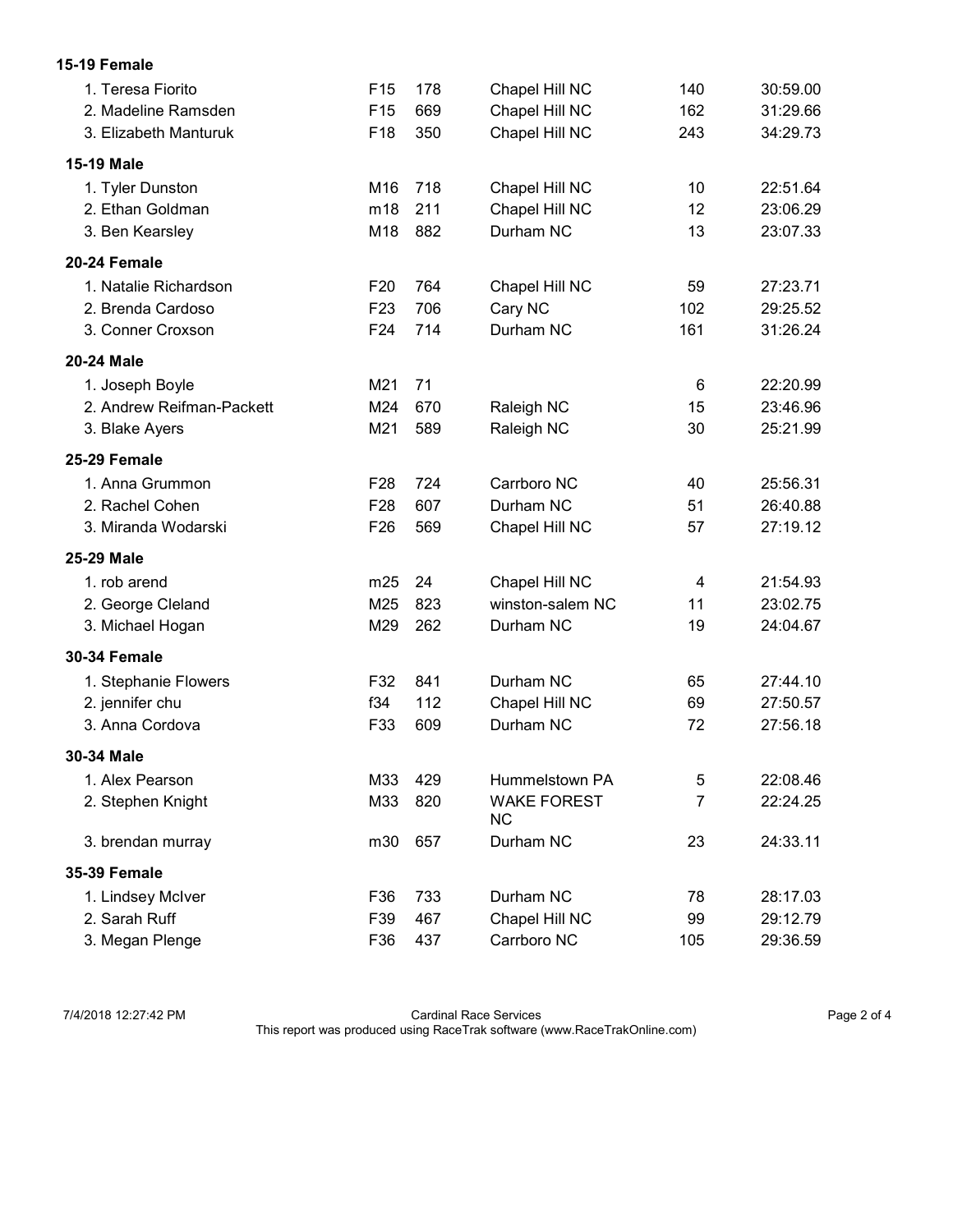### 15-19 Female

| | | | | | |
|---|---|---|---|---|---|
| 1. Teresa Fiorito | F15 | 178 | Chapel Hill NC | 140 | 30:59.00 |
| 2. Madeline Ramsden | F15 | 669 | Chapel Hill NC | 162 | 31:29.66 |
| 3. Elizabeth Manturuk | F18 | 350 | Chapel Hill NC | 243 | 34:29.73 |

### 15-19 Male

| | | | | | |
|---|---|---|---|---|---|
| 1. Tyler Dunston | M16 | 718 | Chapel Hill NC | 10 | 22:51.64 |
| 2. Ethan Goldman | m18 | 211 | Chapel Hill NC | 12 | 23:06.29 |
| 3. Ben Kearsley | M18 | 882 | Durham NC | 13 | 23:07.33 |

### 20-24 Female

| | | | | | |
|---|---|---|---|---|---|
| 1. Natalie Richardson | F20 | 764 | Chapel Hill NC | 59 | 27:23.71 |
| 2. Brenda Cardoso | F23 | 706 | Cary NC | 102 | 29:25.52 |
| 3. Conner Croxson | F24 | 714 | Durham NC | 161 | 31:26.24 |

### 20-24 Male

| | | | | | |
|---|---|---|---|---|---|
| 1. Joseph Boyle | M21 | 71 | | 6 | 22:20.99 |
| 2. Andrew Reifman-Packett | M24 | 670 | Raleigh NC | 15 | 23:46.96 |
| 3. Blake Ayers | M21 | 589 | Raleigh NC | 30 | 25:21.99 |

### 25-29 Female

| | | | | | |
|---|---|---|---|---|---|
| 1. Anna Grummon | F28 | 724 | Carrboro NC | 40 | 25:56.31 |
| 2. Rachel Cohen | F28 | 607 | Durham NC | 51 | 26:40.88 |
| 3. Miranda Wodarski | F26 | 569 | Chapel Hill NC | 57 | 27:19.12 |

### 25-29 Male

| | | | | | |
|---|---|---|---|---|---|
| 1. rob arend | m25 | 24 | Chapel Hill NC | 4 | 21:54.93 |
| 2. George Cleland | M25 | 823 | winston-salem NC | 11 | 23:02.75 |
| 3. Michael Hogan | M29 | 262 | Durham NC | 19 | 24:04.67 |

### 30-34 Female

| | | | | | |
|---|---|---|---|---|---|
| 1. Stephanie Flowers | F32 | 841 | Durham NC | 65 | 27:44.10 |
| 2. jennifer chu | f34 | 112 | Chapel Hill NC | 69 | 27:50.57 |
| 3. Anna Cordova | F33 | 609 | Durham NC | 72 | 27:56.18 |

### 30-34 Male

| | | | | | |
|---|---|---|---|---|---|
| 1. Alex Pearson | M33 | 429 | Hummelstown PA | 5 | 22:08.46 |
| 2. Stephen Knight | M33 | 820 | WAKE FOREST NC | 7 | 22:24.25 |
| 3. brendan murray | m30 | 657 | Durham NC | 23 | 24:33.11 |

### 35-39 Female

| | | | | | |
|---|---|---|---|---|---|
| 1. Lindsey McIver | F36 | 733 | Durham NC | 78 | 28:17.03 |
| 2. Sarah Ruff | F39 | 467 | Chapel Hill NC | 99 | 29:12.79 |
| 3. Megan Plenge | F36 | 437 | Carrboro NC | 105 | 29:36.59 |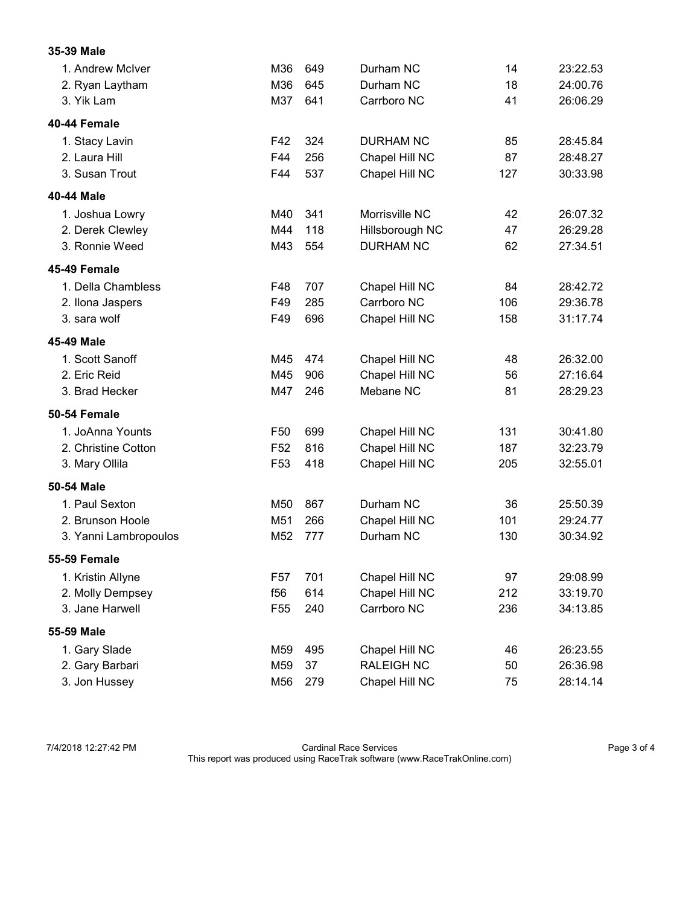**35-39 Male**

| | | | | | |
|---|---|---|---|---|---|
| 1. Andrew McIver | M36 | 649 | Durham NC | 14 | 23:22.53 |
| 2. Ryan Laytham | M36 | 645 | Durham NC | 18 | 24:00.76 |
| 3. Yik Lam | M37 | 641 | Carrboro NC | 41 | 26:06.29 |

**40-44 Female**

| | | | | | |
|---|---|---|---|---|---|
| 1. Stacy Lavin | F42 | 324 | DURHAM NC | 85 | 28:45.84 |
| 2. Laura Hill | F44 | 256 | Chapel Hill NC | 87 | 28:48.27 |
| 3. Susan Trout | F44 | 537 | Chapel Hill NC | 127 | 30:33.98 |

**40-44 Male**

| | | | | | |
|---|---|---|---|---|---|
| 1. Joshua Lowry | M40 | 341 | Morrisville NC | 42 | 26:07.32 |
| 2. Derek Clewley | M44 | 118 | Hillsborough NC | 47 | 26:29.28 |
| 3. Ronnie Weed | M43 | 554 | DURHAM NC | 62 | 27:34.51 |

**45-49 Female**

| | | | | | |
|---|---|---|---|---|---|
| 1. Della Chambless | F48 | 707 | Chapel Hill NC | 84 | 28:42.72 |
| 2. Ilona Jaspers | F49 | 285 | Carrboro NC | 106 | 29:36.78 |
| 3. sara wolf | F49 | 696 | Chapel Hill NC | 158 | 31:17.74 |

**45-49 Male**

| | | | | | |
|---|---|---|---|---|---|
| 1. Scott Sanoff | M45 | 474 | Chapel Hill NC | 48 | 26:32.00 |
| 2. Eric Reid | M45 | 906 | Chapel Hill NC | 56 | 27:16.64 |
| 3. Brad Hecker | M47 | 246 | Mebane NC | 81 | 28:29.23 |

**50-54 Female**

| | | | | | |
|---|---|---|---|---|---|
| 1. JoAnna Younts | F50 | 699 | Chapel Hill NC | 131 | 30:41.80 |
| 2. Christine Cotton | F52 | 816 | Chapel Hill NC | 187 | 32:23.79 |
| 3. Mary Ollila | F53 | 418 | Chapel Hill NC | 205 | 32:55.01 |

**50-54 Male**

| | | | | | |
|---|---|---|---|---|---|
| 1. Paul Sexton | M50 | 867 | Durham NC | 36 | 25:50.39 |
| 2. Brunson Hoole | M51 | 266 | Chapel Hill NC | 101 | 29:24.77 |
| 3. Yanni Lambropoulos | M52 | 777 | Durham NC | 130 | 30:34.92 |

**55-59 Female**

| | | | | | |
|---|---|---|---|---|---|
| 1. Kristin Allyne | F57 | 701 | Chapel Hill NC | 97 | 29:08.99 |
| 2. Molly Dempsey | f56 | 614 | Chapel Hill NC | 212 | 33:19.70 |
| 3. Jane Harwell | F55 | 240 | Carrboro NC | 236 | 34:13.85 |

**55-59 Male**

| | | | | | |
|---|---|---|---|---|---|
| 1. Gary Slade | M59 | 495 | Chapel Hill NC | 46 | 26:23.55 |
| 2. Gary Barbari | M59 | 37 | RALEIGH NC | 50 | 26:36.98 |
| 3. Jon Hussey | M56 | 279 | Chapel Hill NC | 75 | 28:14.14 |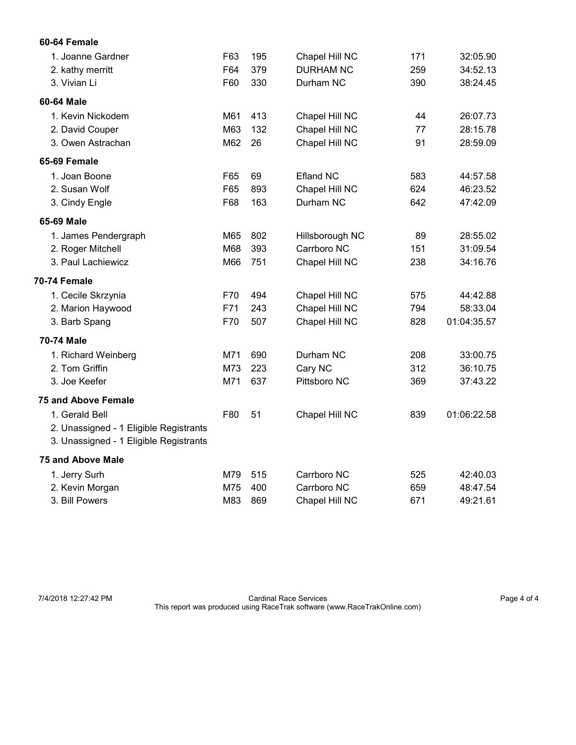#### 60-64 Female

| | | | | | |
|---|---|---|---|---|---|
| 1. Joanne Gardner | F63 | 195 | Chapel Hill NC | 171 | 32:05.90 |
| 2. kathy merritt | F64 | 379 | DURHAM NC | 259 | 34:52.13 |
| 3. Vivian Li | F60 | 330 | Durham NC | 390 | 38:24.45 |

#### 60-64 Male

| | | | | | |
|---|---|---|---|---|---|
| 1. Kevin Nickodem | M61 | 413 | Chapel Hill NC | 44 | 26:07.73 |
| 2. David Couper | M63 | 132 | Chapel Hill NC | 77 | 28:15.78 |
| 3. Owen Astrachan | M62 | 26 | Chapel Hill NC | 91 | 28:59.09 |

#### 65-69 Female

| | | | | | |
|---|---|---|---|---|---|
| 1. Joan Boone | F65 | 69 | Efland NC | 583 | 44:57.58 |
| 2. Susan Wolf | F65 | 893 | Chapel Hill NC | 624 | 46:23.52 |
| 3. Cindy Engle | F68 | 163 | Durham NC | 642 | 47:42.09 |

#### 65-69 Male

| | | | | | |
|---|---|---|---|---|---|
| 1. James Pendergraph | M65 | 802 | Hillsborough NC | 89 | 28:55.02 |
| 2. Roger Mitchell | M68 | 393 | Carrboro NC | 151 | 31:09.54 |
| 3. Paul Lachiewicz | M66 | 751 | Chapel Hill NC | 238 | 34:16.76 |

#### 70-74 Female

| | | | | | |
|---|---|---|---|---|---|
| 1. Cecile Skrzynia | F70 | 494 | Chapel Hill NC | 575 | 44:42.88 |
| 2. Marion Haywood | F71 | 243 | Chapel Hill NC | 794 | 58:33.04 |
| 3. Barb Spang | F70 | 507 | Chapel Hill NC | 828 | 01:04:35.57 |

#### 70-74 Male

| | | | | | |
|---|---|---|---|---|---|
| 1. Richard Weinberg | M71 | 690 | Durham NC | 208 | 33:00.75 |
| 2. Tom Griffin | M73 | 223 | Cary NC | 312 | 36:10.75 |
| 3. Joe Keefer | M71 | 637 | Pittsboro NC | 369 | 37:43.22 |

#### 75 and Above Female

| | | | | | |
|---|---|---|---|---|---|
| 1. Gerald Bell | F80 | 51 | Chapel Hill NC | 839 | 01:06:22.58 |
| 2. Unassigned - 1 Eligible Registrants | | | | | |
| 3. Unassigned - 1 Eligible Registrants | | | | | |

#### 75 and Above Male

| | | | | | |
|---|---|---|---|---|---|
| 1. Jerry Surh | M79 | 515 | Carrboro NC | 525 | 42:40.03 |
| 2. Kevin Morgan | M75 | 400 | Carrboro NC | 659 | 48:47.54 |
| 3. Bill Powers | M83 | 869 | Chapel Hill NC | 671 | 49:21.61 |

7/4/2018 12:27:42 PM

Cardinal Race Services
This report was produced using RaceTrak software (www.RaceTrakOnline.com)